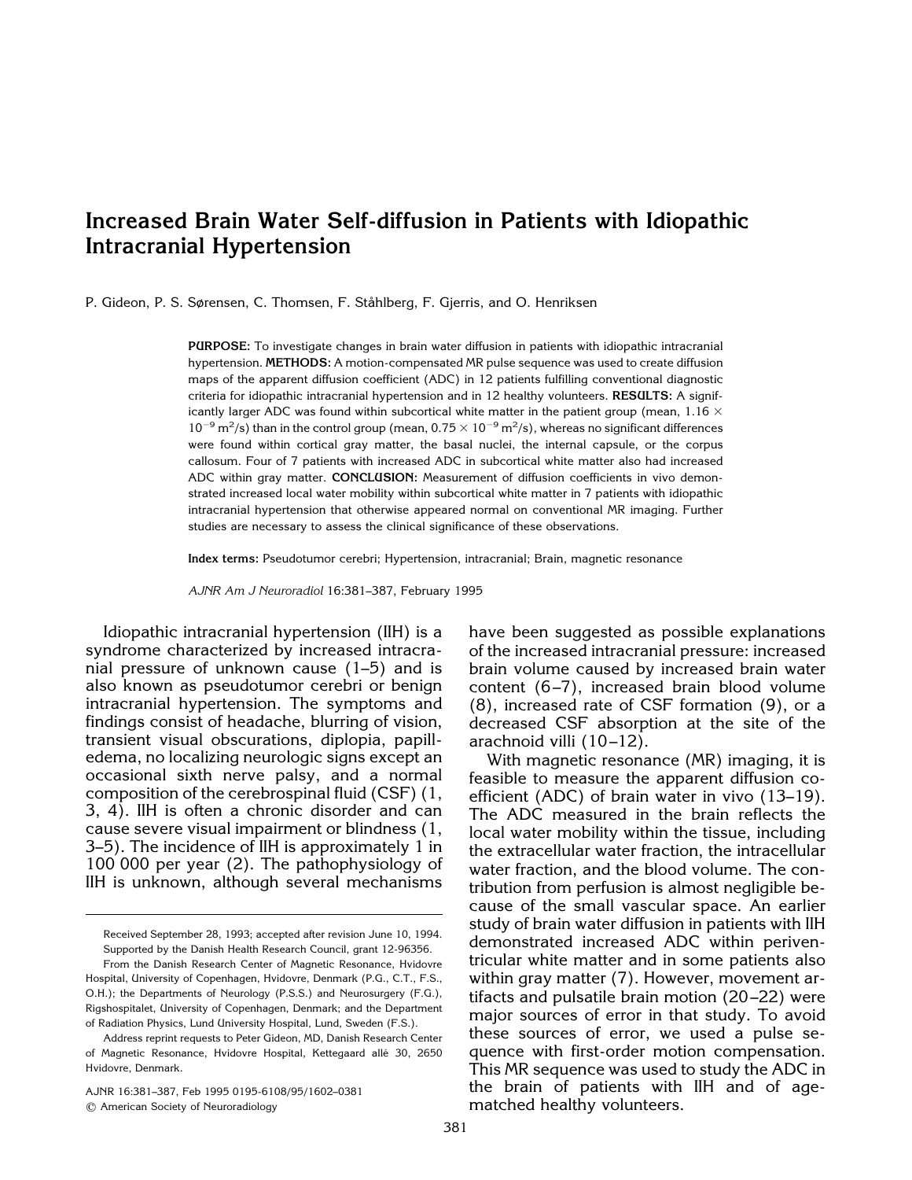# Increased Brain Water Self-diffusion in Patients with Idiopathic Intracranial Hypertension

P. Gideon, P. S. Sørensen, C. Thomsen, F. Ståhlberg, F. Gjerris, and O. Henriksen

**PURPOSE:** To investigate changes in brain water diffusion in patients with idiopathic intracranial hypertension. **METHODS:** A motion-compensated MR pulse sequence was used to create diffusion maps of the apparent diffusion coefficient (ADC) in 12 patients fulfilling conventional diagnostic criteria for idiopathic intracranial hypertension and in 12 healthy volunteers. **RESULTS:** A significantly larger ADC was found within subcortical white matter in the patient group (mean, $1.16 \times 10^{-9}$ m$^2$/s) than in the control group (mean, $0.75 \times 10^{-9}$ m$^2$/s), whereas no significant differences were found within cortical gray matter, the basal nuclei, the internal capsule, or the corpus callosum. Four of 7 patients with increased ADC in subcortical white matter also had increased ADC within gray matter. **CONCLUSION:** Measurement of diffusion coefficients in vivo demonstrated increased local water mobility within subcortical white matter in 7 patients with idiopathic intracranial hypertension that otherwise appeared normal on conventional MR imaging. Further studies are necessary to assess the clinical significance of these observations.

**Index terms:** Pseudotumor cerebri; Hypertension, intracranial; Brain, magnetic resonance

*AJNR Am J Neuroradiol* 16:381–387, February 1995

Idiopathic intracranial hypertension (IIH) is a syndrome characterized by increased intracranial pressure of unknown cause (1–5) and is also known as pseudotumor cerebri or benign intracranial hypertension. The symptoms and findings consist of headache, blurring of vision, transient visual obscurations, diplopia, papilledema, no localizing neurologic signs except an occasional sixth nerve palsy, and a normal composition of the cerebrospinal fluid (CSF) (1, 3, 4). IIH is often a chronic disorder and can cause severe visual impairment or blindness (1, 3–5). The incidence of IIH is approximately 1 in 100 000 per year (2). The pathophysiology of IIH is unknown, although several mechanisms have been suggested as possible explanations of the increased intracranial pressure: increased brain volume caused by increased brain water content (6–7), increased brain blood volume (8), increased rate of CSF formation (9), or a decreased CSF absorption at the site of the arachnoid villi (10–12).

With magnetic resonance (MR) imaging, it is feasible to measure the apparent diffusion coefficient (ADC) of brain water in vivo (13–19). The ADC measured in the brain reflects the local water mobility within the tissue, including the extracellular water fraction, the intracellular water fraction, and the blood volume. The contribution from perfusion is almost negligible because of the small vascular space. An earlier study of brain water diffusion in patients with IIH demonstrated increased ADC within periventricular white matter and in some patients also within gray matter (7). However, movement artifacts and pulsatile brain motion (20–22) were major sources of error in that study. To avoid these sources of error, we used a pulse sequence with first-order motion compensation. This MR sequence was used to study the ADC in the brain of patients with IIH and of age-matched healthy volunteers.

Received September 28, 1993; accepted after revision June 10, 1994.

Supported by the Danish Health Research Council, grant 12-96356.

From the Danish Research Center of Magnetic Resonance, Hvidovre Hospital, University of Copenhagen, Hvidovre, Denmark (P.G., C.T., F.S., O.H.); the Departments of Neurology (P.S.S.) and Neurosurgery (F.G.), Rigshospitalet, University of Copenhagen, Denmark; and the Department of Radiation Physics, Lund University Hospital, Lund, Sweden (F.S.).

Address reprint requests to Peter Gideon, MD, Danish Research Center of Magnetic Resonance, Hvidovre Hospital, Kettegaard allé 30, 2650 Hvidovre, Denmark.

AJNR 16:381–387, Feb 1995 0195-6108/95/1602–0381
© American Society of Neuroradiology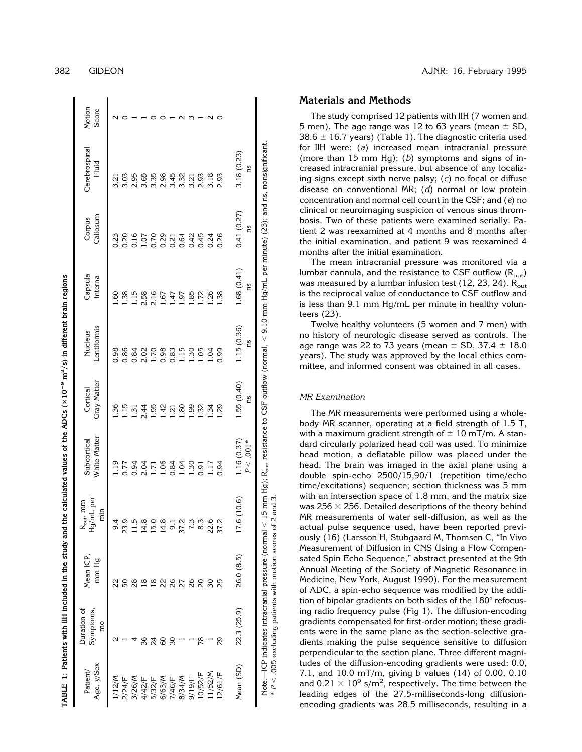**TABLE 1: Patients with IIH included in the study and the calculated values of the ADCs ($\times 10^{-9}$ m$^2$/s) in different brain regions**

| Patient/ Age, y/Sex | Duration of Symptoms, mo | Mean ICP, mm Hg | $R_{out}$, mm Hg/mL per min | Subcortical White Matter | Cortical Gray Matter | Nucleus Lentiformis | Capsula Interna | Corpus Callosum | Cerebrospinal Fluid | Motion Score |
|---|---|---|---|---|---|---|---|---|---|---|
| 1/12/M | 2 | 22 | 9.4 | 1.19 | 1.36 | 0.98 | 1.60 | 0.23 | 3.21 | 2 |
| 2/24/F | 1 | 50 | 23.9 | 0.77 | 1.15 | 0.86 | 1.38 | 0.20 | 3.03 | 0 |
| 3/26/M | 4 | 28 | 11.5 | 0.94 | 1.31 | 0.84 | 1.15 | 0.16 | 2.95 | 1 |
| 4/42/F | 36 | 18 | 14.8 | 2.04 | 2.44 | 2.02 | 2.58 | 1.07 | 3.65 | 1 |
| 5/32/F | 24 | 18 | 15.0 | 1.71 | 1.95 | 1.70 | 2.16 | 0.70 | 3.35 | 0 |
| 6/63/M | 60 | 22 | 14.8 | 1.06 | 1.42 | 0.98 | 1.67 | 0.29 | 2.98 | 0 |
| 7/46/F | 30 | 26 | 9.1 | 0.84 | 1.21 | 0.83 | 1.47 | 0.21 | 3.45 | 1 |
| 8/34/M | 1 | 27 | 37.2 | 1.04 | 1.80 | 1.15 | 1.97 | 0.64 | 3.32 | 2 |
| 9/19/F | 1 | 26 | 7.3 | 1.30 | 1.99 | 1.30 | 1.85 | 0.42 | 3.21 | 3 |
| 10/52/F | 78 | 20 | 8.3 | 0.91 | 1.32 | 1.05 | 1.72 | 0.45 | 2.93 | 1 |
| 11/52/M | 1 | 30 | 22.6 | 1.17 | 1.34 | 1.04 | 1.26 | 0.24 | 3.18 | 2 |
| 12/61/F | 29 | 25 | 37.2 | 0.94 | 1.29 | 0.99 | 1.38 | 0.26 | 2.93 | 0 |
| Mean (SD) | 22.3 (25.9) | 26.0 (8.5) | 17.6 (10.6) | 1.16 (0.37) $P < .001$* | 1.55 (0.40) ns | 1.15 (0.36) ns | 1.68 (0.41) ns | 0.41 (0.27) ns | 3.18 (0.23) ns | |

Note.—ICP indicates intracranial pressure (normal < 15 mm Hg); $R_{out}$, resistance to CSF outflow (normal, < 9.10 mm Hg/mL per minute) (23); and ns, nonsignificant.
* $P < .005$ excluding patients with motion scores of 2 and 3.

## Materials and Methods

The study comprised 12 patients with IIH (7 women and 5 men). The age range was 12 to 63 years (mean ± SD, 38.6 ± 16.7 years) (Table 1). The diagnostic criteria used for IIH were: (*a*) increased mean intracranial pressure (more than 15 mm Hg); (*b*) symptoms and signs of increased intracranial pressure, but absence of any localizing signs except sixth nerve palsy; (*c*) no focal or diffuse disease on conventional MR; (*d*) normal or low protein concentration and normal cell count in the CSF; and (*e*) no clinical or neuroimaging suspicion of venous sinus thrombosis. Two of these patients were examined serially. Patient 2 was reexamined at 4 months and 8 months after the initial examination, and patient 9 was reexamined 4 months after the initial examination.

The mean intracranial pressure was monitored via a lumbar cannula, and the resistance to CSF outflow ($R_{out}$) was measured by a lumbar infusion test (12, 23, 24). $R_{out}$ is the reciprocal value of conductance to CSF outflow and is less than 9.1 mm Hg/mL per minute in healthy volunteers (23).

Twelve healthy volunteers (5 women and 7 men) with no history of neurologic disease served as controls. The age range was 22 to 73 years (mean ± SD, 37.4 ± 18.0 years). The study was approved by the local ethics committee, and informed consent was obtained in all cases.

### *MR Examination*

The MR measurements were performed using a whole-body MR scanner, operating at a field strength of 1.5 T, with a maximum gradient strength of ± 10 mT/m. A standard circularly polarized head coil was used. To minimize head motion, a deflatable pillow was placed under the head. The brain was imaged in the axial plane using a double spin-echo 2500/15,90/1 (repetition time/echo time/excitations) sequence; section thickness was 5 mm with an intersection space of 1.8 mm, and the matrix size was 256 × 256. Detailed descriptions of the theory behind MR measurements of water self-diffusion, as well as the actual pulse sequence used, have been reported previously (16) (Larsson H, Stubgaard M, Thomsen C, "In Vivo Measurement of Diffusion in CNS Using a Flow Compensated Spin Echo Sequence," abstract presented at the 9th Annual Meeting of the Society of Magnetic Resonance in Medicine, New York, August 1990). For the measurement of ADC, a spin-echo sequence was modified by the addition of bipolar gradients on both sides of the 180° refocusing radio frequency pulse (Fig 1). The diffusion-encoding gradients compensated for first-order motion; these gradients were in the same plane as the section-selective gradients making the pulse sequence sensitive to diffusion perpendicular to the section plane. Three different magnitudes of the diffusion-encoding gradients were used: 0.0, 7.1, and 10.0 mT/m, giving b values (14) of 0.00, 0.10 and $0.21 \times 10^9$ s/m$^2$, respectively. The time between the leading edges of the 27.5-milliseconds-long diffusion-encoding gradients was 28.5 milliseconds, resulting in a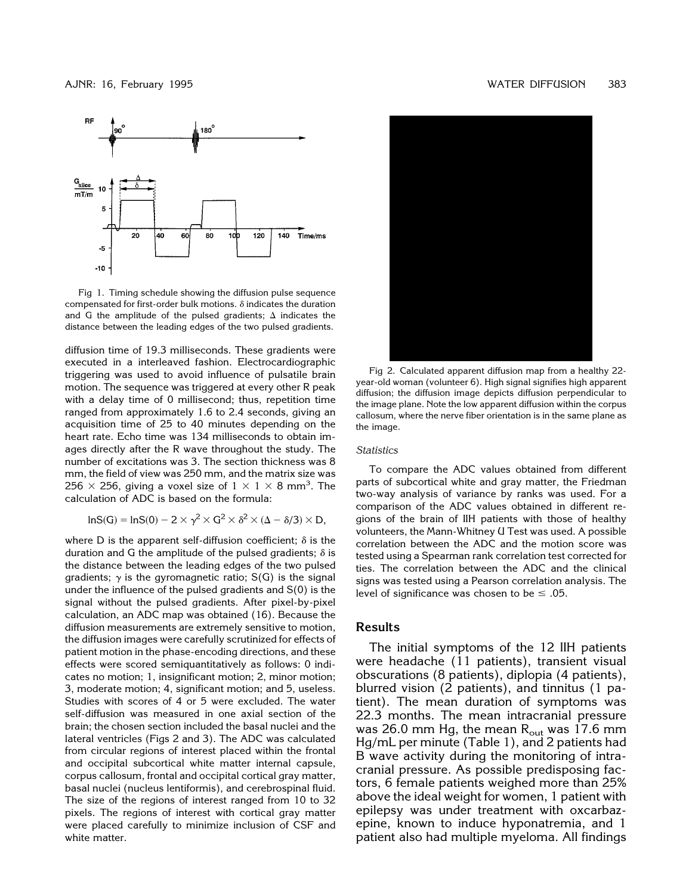Fig 1. Timing schedule showing the diffusion pulse sequence compensated for first-order bulk motions. $\delta$ indicates the duration and G the amplitude of the pulsed gradients; $\Delta$ indicates the distance between the leading edges of the two pulsed gradients.

diffusion time of 19.3 milliseconds. These gradients were executed in a interleaved fashion. Electrocardiographic triggering was used to avoid influence of pulsatile brain motion. The sequence was triggered at every other R peak with a delay time of 0 millisecond; thus, repetition time ranged from approximately 1.6 to 2.4 seconds, giving an acquisition time of 25 to 40 minutes depending on the heart rate. Echo time was 134 milliseconds to obtain images directly after the R wave throughout the study. The number of excitations was 3. The section thickness was 8 mm, the field of view was 250 mm, and the matrix size was $256 \times 256$, giving a voxel size of $1 \times 1 \times 8$ mm$^3$. The calculation of ADC is based on the formula:

$$\ln S(G) = \ln S(0) - 2 \times \gamma^2 \times G^2 \times \delta^2 \times (\Delta - \delta/3) \times D,$$

where D is the apparent self-diffusion coefficient; $\delta$ is the duration and G the amplitude of the pulsed gradients; $\delta$ is the distance between the leading edges of the two pulsed gradients; $\gamma$ is the gyromagnetic ratio; S(G) is the signal under the influence of the pulsed gradients and S(0) is the signal without the pulsed gradients. After pixel-by-pixel calculation, an ADC map was obtained (16). Because the diffusion measurements are extremely sensitive to motion, the diffusion images were carefully scrutinized for effects of patient motion in the phase-encoding directions, and these effects were scored semiquantitatively as follows: 0 indicates no motion; 1, insignificant motion; 2, minor motion; 3, moderate motion; 4, significant motion; and 5, useless. Studies with scores of 4 or 5 were excluded. The water self-diffusion was measured in one axial section of the brain; the chosen section included the basal nuclei and the lateral ventricles (Figs 2 and 3). The ADC was calculated from circular regions of interest placed within the frontal and occipital subcortical white matter internal capsule, corpus callosum, frontal and occipital cortical gray matter, basal nuclei (nucleus lentiformis), and cerebrospinal fluid. The size of the regions of interest ranged from 10 to 32 pixels. The regions of interest with cortical gray matter were placed carefully to minimize inclusion of CSF and white matter.

Fig 2. Calculated apparent diffusion map from a healthy 22-year-old woman (volunteer 6). High signal signifies high apparent diffusion; the diffusion image depicts diffusion perpendicular to the image plane. Note the low apparent diffusion within the corpus callosum, where the nerve fiber orientation is in the same plane as the image.

### *Statistics*

To compare the ADC values obtained from different parts of subcortical white and gray matter, the Friedman two-way analysis of variance by ranks was used. For a comparison of the ADC values obtained in different regions of the brain of IIH patients with those of healthy volunteers, the Mann-Whitney U Test was used. A possible correlation between the ADC and the motion score was tested using a Spearman rank correlation test corrected for ties. The correlation between the ADC and the clinical signs was tested using a Pearson correlation analysis. The level of significance was chosen to be $\leq .05$.

## Results

The initial symptoms of the 12 IIH patients were headache (11 patients), transient visual obscurations (8 patients), diplopia (4 patients), blurred vision (2 patients), and tinnitus (1 patient). The mean duration of symptoms was 22.3 months. The mean intracranial pressure was 26.0 mm Hg, the mean $R_{out}$ was 17.6 mm Hg/mL per minute (Table 1), and 2 patients had B wave activity during the monitoring of intracranial pressure. As possible predisposing factors, 6 female patients weighed more than 25% above the ideal weight for women, 1 patient with epilepsy was under treatment with oxcarbazepine, known to induce hyponatremia, and 1 patient also had multiple myeloma. All findings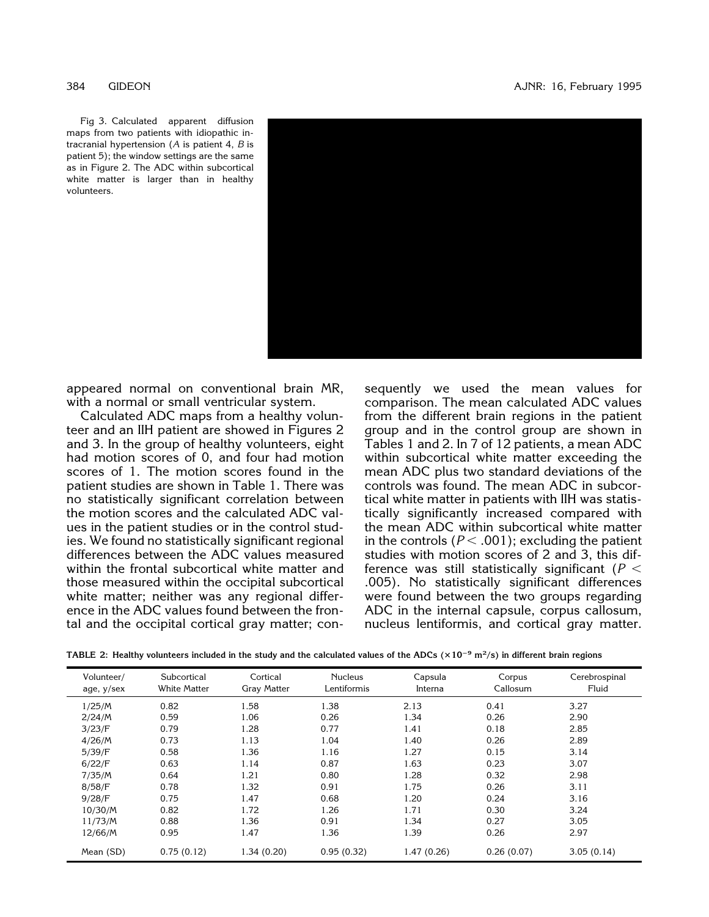Fig 3. Calculated apparent diffusion maps from two patients with idiopathic intracranial hypertension (*A* is patient 4, *B* is patient 5); the window settings are the same as in Figure 2. The ADC within subcortical white matter is larger than in healthy volunteers.

appeared normal on conventional brain MR, with a normal or small ventricular system.

Calculated ADC maps from a healthy volunteer and an IIH patient are showed in Figures 2 and 3. In the group of healthy volunteers, eight had motion scores of 0, and four had motion scores of 1. The motion scores found in the patient studies are shown in Table 1. There was no statistically significant correlation between the motion scores and the calculated ADC values in the patient studies or in the control studies. We found no statistically significant regional differences between the ADC values measured within the frontal subcortical white matter and those measured within the occipital subcortical white matter; neither was any regional difference in the ADC values found between the frontal and the occipital cortical gray matter; consequently we used the mean values for comparison. The mean calculated ADC values from the different brain regions in the patient group and in the control group are shown in Tables 1 and 2. In 7 of 12 patients, a mean ADC within subcortical white matter exceeding the mean ADC plus two standard deviations of the controls was found. The mean ADC in subcortical white matter in patients with IIH was statistically significantly increased compared with the mean ADC within subcortical white matter in the controls ($P < .001$); excluding the patient studies with motion scores of 2 and 3, this difference was still statistically significant ($P < .005$). No statistically significant differences were found between the two groups regarding ADC in the internal capsule, corpus callosum, nucleus lentiformis, and cortical gray matter.

**TABLE 2: Healthy volunteers included in the study and the calculated values of the ADCs ($\times 10^{-9}$ m$^2$/s) in different brain regions**

| Volunteer/ age, y/sex | Subcortical White Matter | Cortical Gray Matter | Nucleus Lentiformis | Capsula Interna | Corpus Callosum | Cerebrospinal Fluid |
|---|---|---|---|---|---|---|
| 1/25/M | 0.82 | 1.58 | 1.38 | 2.13 | 0.41 | 3.27 |
| 2/24/M | 0.59 | 1.06 | 0.26 | 1.34 | 0.26 | 2.90 |
| 3/23/F | 0.79 | 1.28 | 0.77 | 1.41 | 0.18 | 2.85 |
| 4/26/M | 0.73 | 1.13 | 1.04 | 1.40 | 0.26 | 2.89 |
| 5/39/F | 0.58 | 1.36 | 1.16 | 1.27 | 0.15 | 3.14 |
| 6/22/F | 0.63 | 1.14 | 0.87 | 1.63 | 0.23 | 3.07 |
| 7/35/M | 0.64 | 1.21 | 0.80 | 1.28 | 0.32 | 2.98 |
| 8/58/F | 0.78 | 1.32 | 0.91 | 1.75 | 0.26 | 3.11 |
| 9/28/F | 0.75 | 1.47 | 0.68 | 1.20 | 0.24 | 3.16 |
| 10/30/M | 0.82 | 1.72 | 1.26 | 1.71 | 0.30 | 3.24 |
| 11/73/M | 0.88 | 1.36 | 0.91 | 1.34 | 0.27 | 3.05 |
| 12/66/M | 0.95 | 1.47 | 1.36 | 1.39 | 0.26 | 2.97 |
| Mean (SD) | 0.75 (0.12) | 1.34 (0.20) | 0.95 (0.32) | 1.47 (0.26) | 0.26 (0.07) | 3.05 (0.14) |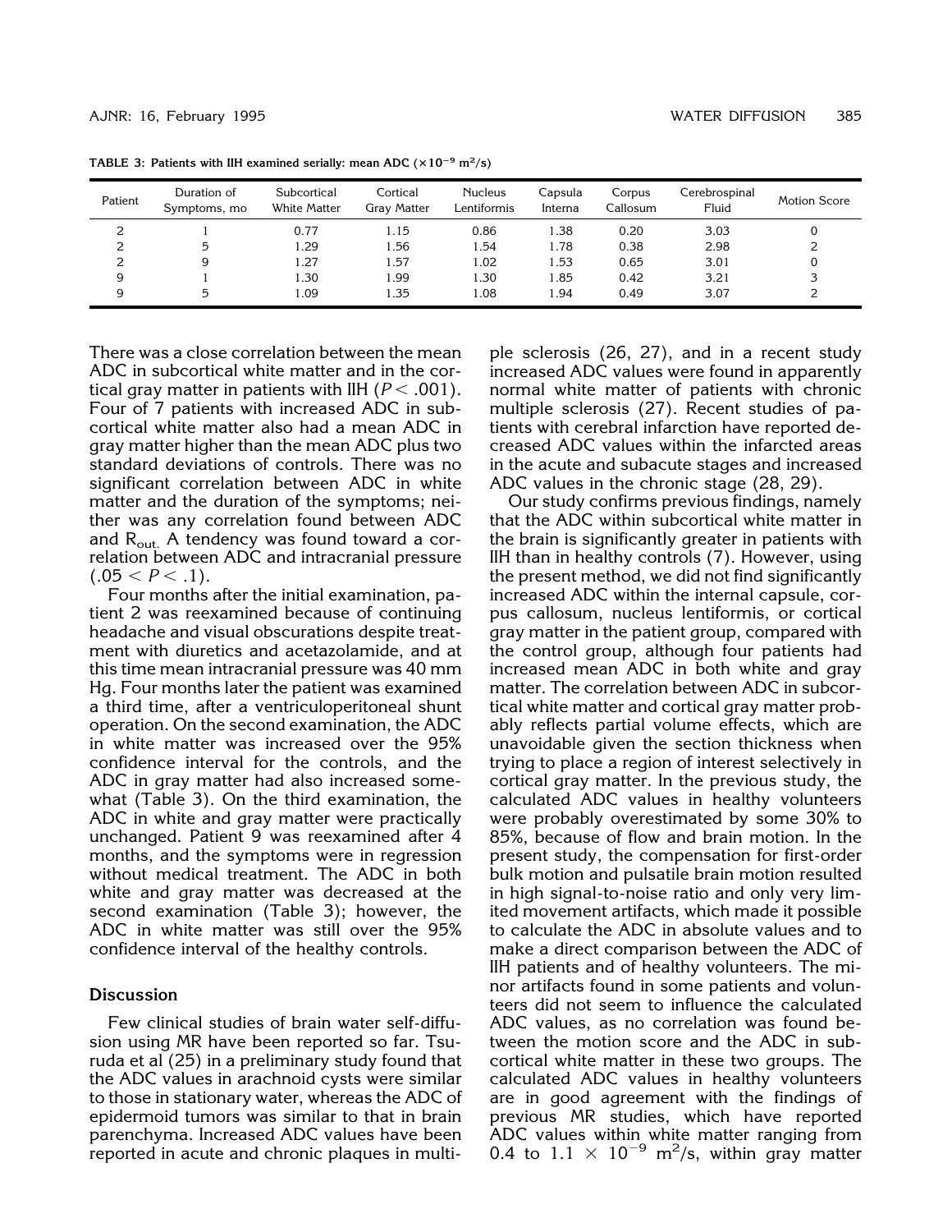TABLE 3: Patients with IIH examined serially: mean ADC ($\times 10^{-9}$ m$^2$/s)

| Patient | Duration of Symptoms, mo | Subcortical White Matter | Cortical Gray Matter | Nucleus Lentiformis | Capsula Interna | Corpus Callosum | Cerebrospinal Fluid | Motion Score |
|---|---|---|---|---|---|---|---|---|
| 2 | 1 | 0.77 | 1.15 | 0.86 | 1.38 | 0.20 | 3.03 | 0 |
| 2 | 5 | 1.29 | 1.56 | 1.54 | 1.78 | 0.38 | 2.98 | 2 |
| 2 | 9 | 1.27 | 1.57 | 1.02 | 1.53 | 0.65 | 3.01 | 0 |
| 9 | 1 | 1.30 | 1.99 | 1.30 | 1.85 | 0.42 | 3.21 | 3 |
| 9 | 5 | 1.09 | 1.35 | 1.08 | 1.94 | 0.49 | 3.07 | 2 |

There was a close correlation between the mean ADC in subcortical white matter and in the cortical gray matter in patients with IIH ($P < .001$). Four of 7 patients with increased ADC in subcortical white matter also had a mean ADC in gray matter higher than the mean ADC plus two standard deviations of controls. There was no significant correlation between ADC in white matter and the duration of the symptoms; neither was there any correlation found between ADC and $R_{out.}$ A tendency was found toward a correlation between ADC and intracranial pressure ($.05 < P < .1$).

Four months after the initial examination, patient 2 was reexamined because of continuing headache and visual obscurations despite treatment with diuretics and acetazolamide, and at this time mean intracranial pressure was 40 mm Hg. Four months later the patient was examined a third time, after a ventriculoperitoneal shunt operation. On the second examination, the ADC in white matter was increased over the 95% confidence interval for the controls, and the ADC in gray matter had also increased somewhat (Table 3). On the third examination, the ADC in white and gray matter were practically unchanged. Patient 9 was reexamined after 4 months, and the symptoms were in regression without medical treatment. The ADC in both white and gray matter was decreased at the second examination (Table 3); however, the ADC in white matter was still over the 95% confidence interval of the healthy controls.

## Discussion

Few clinical studies of brain water self-diffusion using MR have been reported so far. Tsuruda et al (25) in a preliminary study found that the ADC values in arachnoid cysts were similar to those in stationary water, whereas the ADC of epidermoid tumors was similar to that in brain parenchyma. Increased ADC values have been reported in acute and chronic plaques in multiple sclerosis (26, 27), and in a recent study increased ADC values were found in apparently normal white matter of patients with chronic multiple sclerosis (27). Recent studies of patients with cerebral infarction have reported decreased ADC values within the infarcted areas in the acute and subacute stages and increased ADC values in the chronic stage (28, 29).

Our study confirms previous findings, namely that the ADC within subcortical white matter in the brain is significantly greater in patients with IIH than in healthy controls (7). However, using the present method, we did not find significantly increased ADC within the internal capsule, corpus callosum, nucleus lentiformis, or cortical gray matter in the patient group, compared with the control group, although four patients had increased mean ADC in both white and gray matter. The correlation between ADC in subcortical white matter and cortical gray matter probably reflects partial volume effects, which are unavoidable given the section thickness when trying to place a region of interest selectively in cortical gray matter. In the previous study, the calculated ADC values in healthy volunteers were probably overestimated by some 30% to 85%, because of flow and brain motion. In the present study, the compensation for first-order bulk motion and pulsatile brain motion resulted in high signal-to-noise ratio and only very limited movement artifacts, which made it possible to calculate the ADC in absolute values and to make a direct comparison between the ADC of IIH patients and of healthy volunteers. The minor artifacts found in some patients and volunteers did not seem to influence the calculated ADC values, as no correlation was found between the motion score and the ADC in subcortical white matter in these two groups. The calculated ADC values in healthy volunteers are in good agreement with the findings of previous MR studies, which have reported ADC values within white matter ranging from 0.4 to 1.1 $\times$ $10^{-9}$ m$^2$/s, within gray matter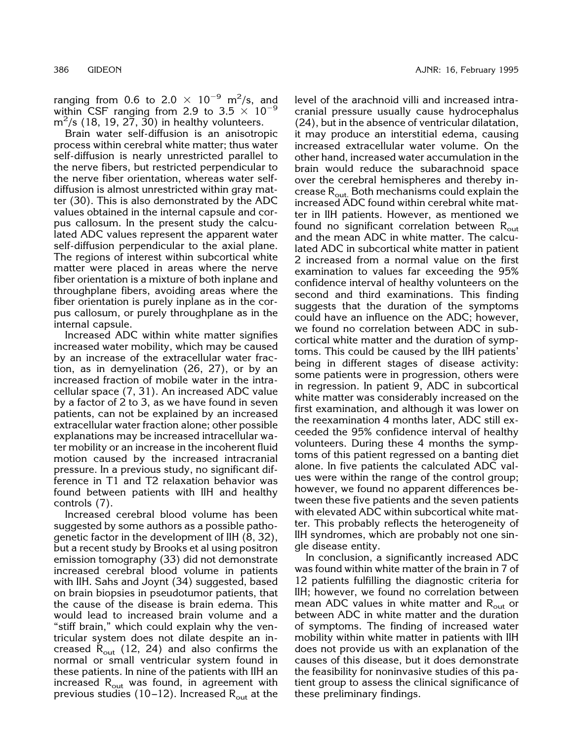ranging from 0.6 to 2.0 $\times$ $10^{-9}$ $m^2$/s, and within CSF ranging from 2.9 to 3.5 $\times$ $10^{-9}$ $m^2$/s (18, 19, 27, 30) in healthy volunteers.

Brain water self-diffusion is an anisotropic process within cerebral white matter; thus water self-diffusion is nearly unrestricted parallel to the nerve fibers, but restricted perpendicular to the nerve fiber orientation, whereas water self-diffusion is almost unrestricted within gray matter (30). This is also demonstrated by the ADC values obtained in the internal capsule and corpus callosum. In the present study the calculated ADC values represent the apparent water self-diffusion perpendicular to the axial plane. The regions of interest within subcortical white matter were placed in areas where the nerve fiber orientation is a mixture of both inplane and throughplane fibers, avoiding areas where the fiber orientation is purely inplane as in the corpus callosum, or purely throughplane as in the internal capsule.

Increased ADC within white matter signifies increased water mobility, which may be caused by an increase of the extracellular water fraction, as in demyelination (26, 27), or by an increased fraction of mobile water in the intracellular space (7, 31). An increased ADC value by a factor of 2 to 3, as we have found in seven patients, can not be explained by an increased extracellular water fraction alone; other possible explanations may be increased intracellular water mobility or an increase in the incoherent fluid motion caused by the increased intracranial pressure. In a previous study, no significant difference in T1 and T2 relaxation behavior was found between patients with IIH and healthy controls (7).

Increased cerebral blood volume has been suggested by some authors as a possible pathogenetic factor in the development of IIH (8, 32), but a recent study by Brooks et al using positron emission tomography (33) did not demonstrate increased cerebral blood volume in patients with IIH. Sahs and Joynt (34) suggested, based on brain biopsies in pseudotumor patients, that the cause of the disease is brain edema. This would lead to increased brain volume and a "stiff brain," which could explain why the ventricular system does not dilate despite an increased $R_{out}$ (12, 24) and also confirms the normal or small ventricular system found in these patients. In nine of the patients with IIH an increased $R_{out}$ was found, in agreement with previous studies (10–12). Increased $R_{out}$ at the level of the arachnoid villi and increased intracranial pressure usually cause hydrocephalus (24), but in the absence of ventricular dilatation, it may produce an interstitial edema, causing increased extracellular water volume. On the other hand, increased water accumulation in the brain would reduce the subarachnoid space over the cerebral hemispheres and thereby increase $R_{out}$. Both mechanisms could explain the increased ADC found within cerebral white matter in IIH patients. However, as mentioned we found no significant correlation between $R_{out}$ and the mean ADC in white matter. The calculated ADC in subcortical white matter in patient 2 increased from a normal value on the first examination to values far exceeding the 95% confidence interval of healthy volunteers on the second and third examinations. This finding suggests that the duration of the symptoms could have an influence on the ADC; however, we found no correlation between ADC in subcortical white matter and the duration of symptoms. This could be caused by the IIH patients' being in different stages of disease activity: some patients were in progression, others were in regression. In patient 9, ADC in subcortical white matter was considerably increased on the first examination, and although it was lower on the reexamination 4 months later, ADC still exceeded the 95% confidence interval of healthy volunteers. During these 4 months the symptoms of this patient regressed on a banting diet alone. In five patients the calculated ADC values were within the range of the control group; however, we found no apparent differences between these five patients and the seven patients with elevated ADC within subcortical white matter. This probably reflects the heterogeneity of IIH syndromes, which are probably not one single disease entity.

In conclusion, a significantly increased ADC was found within white matter of the brain in 7 of 12 patients fulfilling the diagnostic criteria for IIH; however, we found no correlation between mean ADC values in white matter and $R_{out}$ or between ADC in white matter and the duration of symptoms. The finding of increased water mobility within white matter in patients with IIH does not provide us with an explanation of the causes of this disease, but it does demonstrate the feasibility for noninvasive studies of this patient group to assess the clinical significance of these preliminary findings.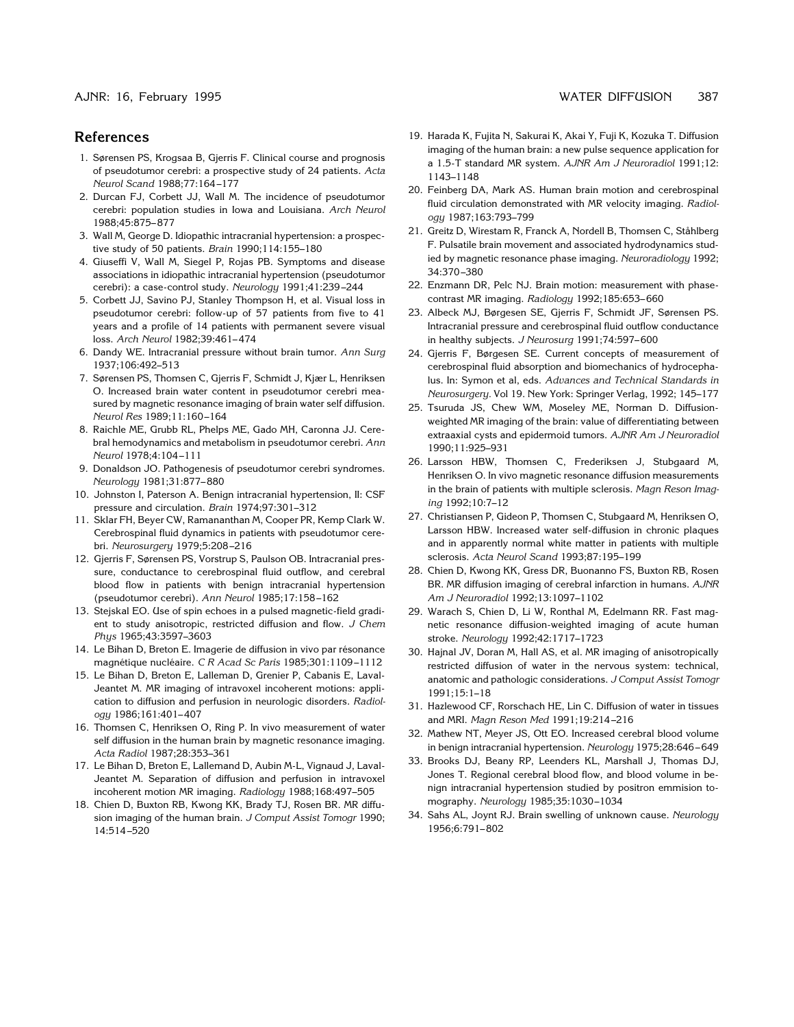## References

1. Sørensen PS, Krogsaa B, Gjerris F. Clinical course and prognosis of pseudotumor cerebri: a prospective study of 24 patients. *Acta Neurol Scand* 1988;77:164–177
2. Durcan FJ, Corbett JJ, Wall M. The incidence of pseudotumor cerebri: population studies in Iowa and Louisiana. *Arch Neurol* 1988;45:875–877
3. Wall M, George D. Idiopathic intracranial hypertension: a prospective study of 50 patients. *Brain* 1990;114:155–180
4. Giuseffi V, Wall M, Siegel P, Rojas PB. Symptoms and disease associations in idiopathic intracranial hypertension (pseudotumor cerebri): a case-control study. *Neurology* 1991;41:239–244
5. Corbett JJ, Savino PJ, Stanley Thompson H, et al. Visual loss in pseudotumor cerebri: follow-up of 57 patients from five to 41 years and a profile of 14 patients with permanent severe visual loss. *Arch Neurol* 1982;39:461–474
6. Dandy WE. Intracranial pressure without brain tumor. *Ann Surg* 1937;106:492–513
7. Sørensen PS, Thomsen C, Gjerris F, Schmidt J, Kjær L, Henriksen O. Increased brain water content in pseudotumor cerebri measured by magnetic resonance imaging of brain water self diffusion. *Neurol Res* 1989;11:160–164
8. Raichle ME, Grubb RL, Phelps ME, Gado MH, Caronna JJ. Cerebral hemodynamics and metabolism in pseudotumor cerebri. *Ann Neurol* 1978;4:104–111
9. Donaldson JO. Pathogenesis of pseudotumor cerebri syndromes. *Neurology* 1981;31:877–880
10. Johnston I, Paterson A. Benign intracranial hypertension, II: CSF pressure and circulation. *Brain* 1974;97:301–312
11. Sklar FH, Beyer CW, Ramananthan M, Cooper PR, Kemp Clark W. Cerebrospinal fluid dynamics in patients with pseudotumor cerebri. *Neurosurgery* 1979;5:208–216
12. Gjerris F, Sørensen PS, Vorstrup S, Paulson OB. Intracranial pressure, conductance to cerebrospinal fluid outflow, and cerebral blood flow in patients with benign intracranial hypertension (pseudotumor cerebri). *Ann Neurol* 1985;17:158–162
13. Stejskal EO. Use of spin echoes in a pulsed magnetic-field gradient to study anisotropic, restricted diffusion and flow. *J Chem Phys* 1965;43:3597–3603
14. Le Bihan D, Breton E. Imagerie de diffusion in vivo par résonance magnétique nucléaire. *C R Acad Sc Paris* 1985;301:1109–1112
15. Le Bihan D, Breton E, Lalleman D, Grenier P, Cabanis E, Laval-Jeantet M. MR imaging of intravoxel incoherent motions: application to diffusion and perfusion in neurologic disorders. *Radiology* 1986;161:401–407
16. Thomsen C, Henriksen O, Ring P. In vivo measurement of water self diffusion in the human brain by magnetic resonance imaging. *Acta Radiol* 1987;28:353–361
17. Le Bihan D, Breton E, Lallemand D, Aubin M-L, Vignaud J, Laval-Jeantet M. Separation of diffusion and perfusion in intravoxel incoherent motion MR imaging. *Radiology* 1988;168:497–505
18. Chien D, Buxton RB, Kwong KK, Brady TJ, Rosen BR. MR diffusion imaging of the human brain. *J Comput Assist Tomogr* 1990;14:514–520
19. Harada K, Fujita N, Sakurai K, Akai Y, Fuji K, Kozuka T. Diffusion imaging of the human brain: a new pulse sequence application for a 1.5-T standard MR system. *AJNR Am J Neuroradiol* 1991;12:1143–1148
20. Feinberg DA, Mark AS. Human brain motion and cerebrospinal fluid circulation demonstrated with MR velocity imaging. *Radiology* 1987;163:793–799
21. Greitz D, Wirestam R, Franck A, Nordell B, Thomsen C, Ståhlberg F. Pulsatile brain movement and associated hydrodynamics studied by magnetic resonance phase imaging. *Neuroradiology* 1992;34:370–380
22. Enzmann DR, Pelc NJ. Brain motion: measurement with phase-contrast MR imaging. *Radiology* 1992;185:653–660
23. Albeck MJ, Børgesen SE, Gjerris F, Schmidt JF, Sørensen PS. Intracranial pressure and cerebrospinal fluid outflow conductance in healthy subjects. *J Neurosurg* 1991;74:597–600
24. Gjerris F, Børgesen SE. Current concepts of measurement of cerebrospinal fluid absorption and biomechanics of hydrocephalus. In: Symon et al, eds. *Advances and Technical Standards in Neurosurgery*. Vol 19. New York: Springer Verlag, 1992; 145–177
25. Tsuruda JS, Chew WM, Moseley ME, Norman D. Diffusion-weighted MR imaging of the brain: value of differentiating between extraaxial cysts and epidermoid tumors. *AJNR Am J Neuroradiol* 1990;11:925–931
26. Larsson HBW, Thomsen C, Frederiksen J, Stubgaard M, Henriksen O. In vivo magnetic resonance diffusion measurements in the brain of patients with multiple sclerosis. *Magn Reson Imaging* 1992;10:7–12
27. Christiansen P, Gideon P, Thomsen C, Stubgaard M, Henriksen O, Larsson HBW. Increased water self-diffusion in chronic plaques and in apparently normal white matter in patients with multiple sclerosis. *Acta Neurol Scand* 1993;87:195–199
28. Chien D, Kwong KK, Gress DR, Buonanno FS, Buxton RB, Rosen BR. MR diffusion imaging of cerebral infarction in humans. *AJNR Am J Neuroradiol* 1992;13:1097–1102
29. Warach S, Chien D, Li W, Ronthal M, Edelmann RR. Fast magnetic resonance diffusion-weighted imaging of acute human stroke. *Neurology* 1992;42:1717–1723
30. Hajnal JV, Doran M, Hall AS, et al. MR imaging of anisotropically restricted diffusion of water in the nervous system: technical, anatomic and pathologic considerations. *J Comput Assist Tomogr* 1991;15:1–18
31. Hazlewood CF, Rorschach HE, Lin C. Diffusion of water in tissues and MRI. *Magn Reson Med* 1991;19:214–216
32. Mathew NT, Meyer JS, Ott EO. Increased cerebral blood volume in benign intracranial hypertension. *Neurology* 1975;28:646–649
33. Brooks DJ, Beany RP, Leenders KL, Marshall J, Thomas DJ, Jones T. Regional cerebral blood flow, and blood volume in benign intracranial hypertension studied by positron emmision tomography. *Neurology* 1985;35:1030–1034
34. Sahs AL, Joynt RJ. Brain swelling of unknown cause. *Neurology* 1956;6:791–802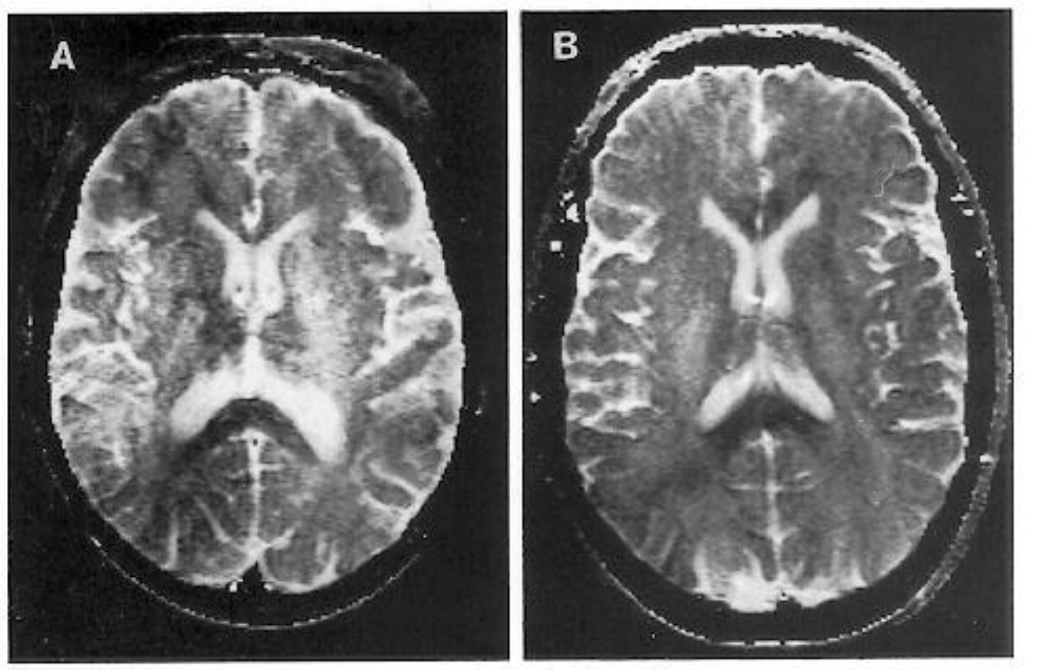A

B